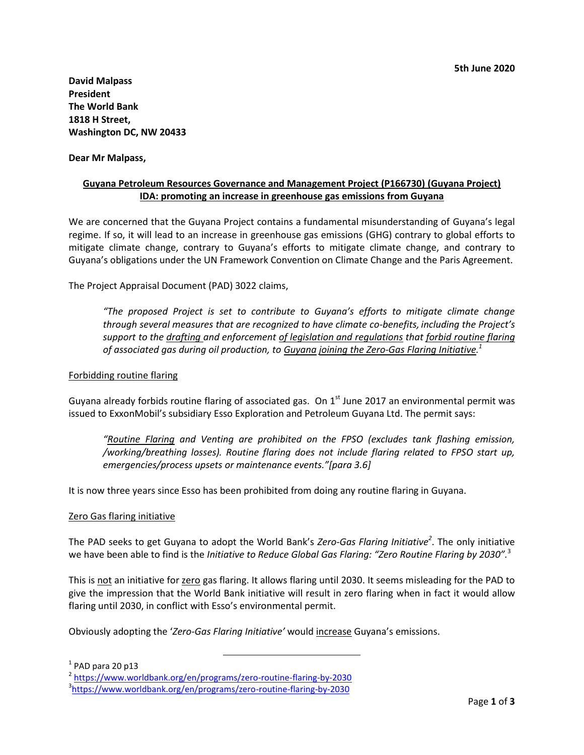**5th June 2020**

**David Malpass**
**President**
**The World Bank**
**1818 H Street,**
**Washington DC, NW 20433**

**Dear Mr Malpass,**

**Guyana Petroleum Resources Governance and Management Project (P166730) (Guyana Project)**
**IDA: promoting an increase in greenhouse gas emissions from Guyana**

We are concerned that the Guyana Project contains a fundamental misunderstanding of Guyana's legal regime. If so, it will lead to an increase in greenhouse gas emissions (GHG) contrary to global efforts to mitigate climate change, contrary to Guyana's efforts to mitigate climate change, and contrary to Guyana's obligations under the UN Framework Convention on Climate Change and the Paris Agreement.

The Project Appraisal Document (PAD) 3022 claims,

> *"The proposed Project is set to contribute to Guyana's efforts to mitigate climate change through several measures that are recognized to have climate co-benefits, including the Project's support to the drafting and enforcement of legislation and regulations that forbid routine flaring of associated gas during oil production, to Guyana joining the Zero-Gas Flaring Initiative.*[1]

Forbidding routine flaring

Guyana already forbids routine flaring of associated gas. On 1st June 2017 an environmental permit was issued to ExxonMobil's subsidiary Esso Exploration and Petroleum Guyana Ltd. The permit says:

> *"Routine Flaring and Venting are prohibited on the FPSO (excludes tank flashing emission, /working/breathing losses). Routine flaring does not include flaring related to FPSO start up, emergencies/process upsets or maintenance events."[para 3.6]*

It is now three years since Esso has been prohibited from doing any routine flaring in Guyana.

Zero Gas flaring initiative

The PAD seeks to get Guyana to adopt the World Bank's *Zero-Gas Flaring Initiative*[2]. The only initiative we have been able to find is the *Initiative to Reduce Global Gas Flaring: "Zero Routine Flaring by 2030".*[3]

This is not an initiative for zero gas flaring. It allows flaring until 2030. It seems misleading for the PAD to give the impression that the World Bank initiative will result in zero flaring when in fact it would allow flaring until 2030, in conflict with Esso's environmental permit.

Obviously adopting the '*Zero-Gas Flaring Initiative'* would increase Guyana's emissions.

---

[1] PAD para 20 p13
[2] https://www.worldbank.org/en/programs/zero-routine-flaring-by-2030
[3] https://www.worldbank.org/en/programs/zero-routine-flaring-by-2030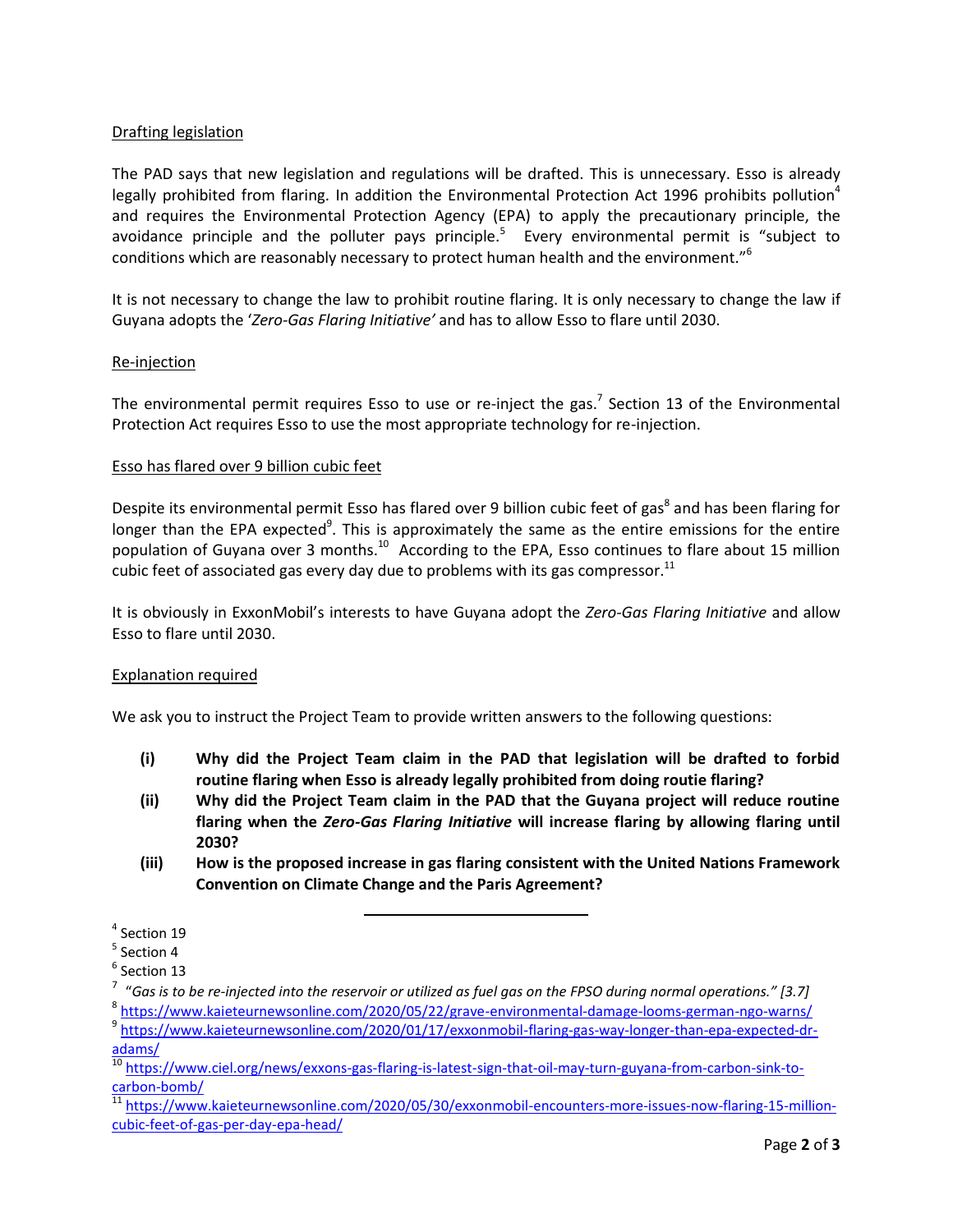Drafting legislation

The PAD says that new legislation and regulations will be drafted. This is unnecessary. Esso is already legally prohibited from flaring. In addition the Environmental Protection Act 1996 prohibits pollution[4] and requires the Environmental Protection Agency (EPA) to apply the precautionary principle, the avoidance principle and the polluter pays principle.[5] Every environmental permit is "subject to conditions which are reasonably necessary to protect human health and the environment."[6]

It is not necessary to change the law to prohibit routine flaring. It is only necessary to change the law if Guyana adopts the '*Zero-Gas Flaring Initiative'* and has to allow Esso to flare until 2030.

Re-injection

The environmental permit requires Esso to use or re-inject the gas.[7] Section 13 of the Environmental Protection Act requires Esso to use the most appropriate technology for re-injection.

Esso has flared over 9 billion cubic feet

Despite its environmental permit Esso has flared over 9 billion cubic feet of gas[8] and has been flaring for longer than the EPA expected[9]. This is approximately the same as the entire emissions for the entire population of Guyana over 3 months.[10] According to the EPA, Esso continues to flare about 15 million cubic feet of associated gas every day due to problems with its gas compressor.[11]

It is obviously in ExxonMobil's interests to have Guyana adopt the *Zero-Gas Flaring Initiative* and allow Esso to flare until 2030.

Explanation required

We ask you to instruct the Project Team to provide written answers to the following questions:

**(i) Why did the Project Team claim in the PAD that legislation will be drafted to forbid routine flaring when Esso is already legally prohibited from doing routie flaring?**

**(ii) Why did the Project Team claim in the PAD that the Guyana project will reduce routine flaring when the *Zero-Gas Flaring Initiative* will increase flaring by allowing flaring until 2030?**

**(iii) How is the proposed increase in gas flaring consistent with the United Nations Framework Convention on Climate Change and the Paris Agreement?**

---

[4] Section 19

[5] Section 4

[6] Section 13

[7] "*Gas is to be re-injected into the reservoir or utilized as fuel gas on the FPSO during normal operations." [3.7]*

[8] https://www.kaieteurnewsonline.com/2020/05/22/grave-environmental-damage-looms-german-ngo-warns/

[9] https://www.kaieteurnewsonline.com/2020/01/17/exxonmobil-flaring-gas-way-longer-than-epa-expected-dr-adams/

[10] https://www.ciel.org/news/exxons-gas-flaring-is-latest-sign-that-oil-may-turn-guyana-from-carbon-sink-to-carbon-bomb/

[11] https://www.kaieteurnewsonline.com/2020/05/30/exxonmobil-encounters-more-issues-now-flaring-15-million-cubic-feet-of-gas-per-day-epa-head/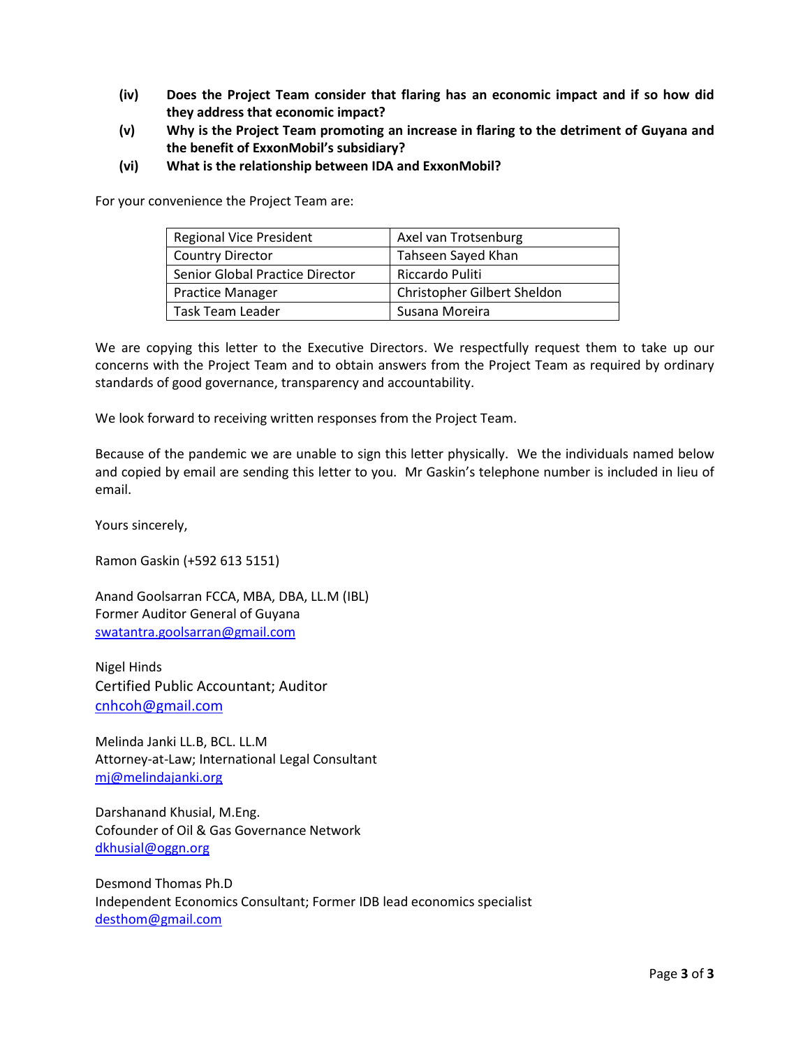**(iv) Does the Project Team consider that flaring has an economic impact and if so how did they address that economic impact?**

**(v) Why is the Project Team promoting an increase in flaring to the detriment of Guyana and the benefit of ExxonMobil's subsidiary?**

**(vi) What is the relationship between IDA and ExxonMobil?**

For your convenience the Project Team are:

| | |
|---|---|
| Regional Vice President | Axel van Trotsenburg |
| Country Director | Tahseen Sayed Khan |
| Senior Global Practice Director | Riccardo Puliti |
| Practice Manager | Christopher Gilbert Sheldon |
| Task Team Leader | Susana Moreira |

We are copying this letter to the Executive Directors. We respectfully request them to take up our concerns with the Project Team and to obtain answers from the Project Team as required by ordinary standards of good governance, transparency and accountability.

We look forward to receiving written responses from the Project Team.

Because of the pandemic we are unable to sign this letter physically. We the individuals named below and copied by email are sending this letter to you. Mr Gaskin's telephone number is included in lieu of email.

Yours sincerely,

Ramon Gaskin (+592 613 5151)

Anand Goolsarran FCCA, MBA, DBA, LL.M (IBL)
Former Auditor General of Guyana
swatantra.goolsarran@gmail.com

Nigel Hinds
Certified Public Accountant; Auditor
cnhcoh@gmail.com

Melinda Janki LL.B, BCL. LL.M
Attorney-at-Law; International Legal Consultant
mj@melindajanki.org

Darshanand Khusial, M.Eng.
Cofounder of Oil & Gas Governance Network
dkhusial@oggn.org

Desmond Thomas Ph.D
Independent Economics Consultant; Former IDB lead economics specialist
desthom@gmail.com